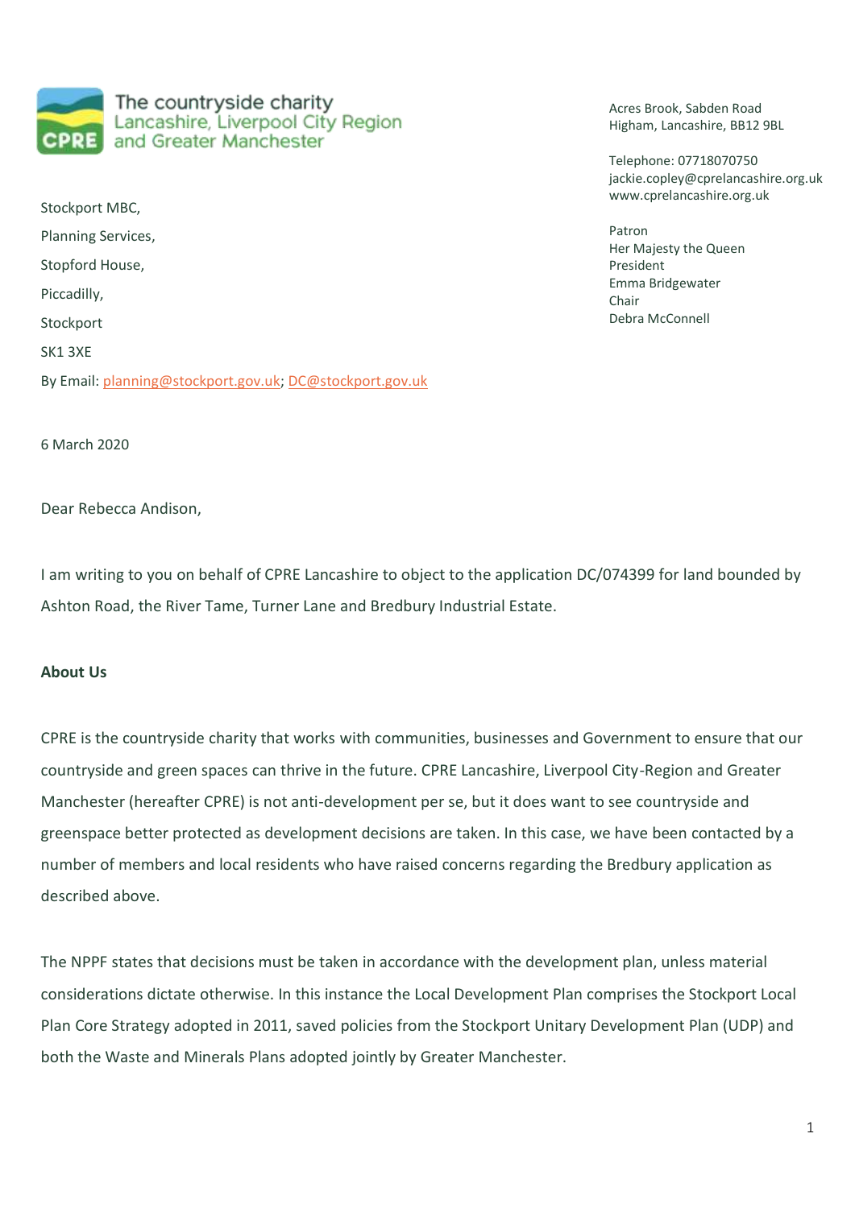The countryside charity
Lancashire, Liverpool City Region
and Greater Manchester

Acres Brook, Sabden Road
Higham, Lancashire, BB12 9BL

Telephone: 07718070750
jackie.copley@cprelancashire.org.uk
www.cprelancashire.org.uk

Patron
Her Majesty the Queen
President
Emma Bridgewater
Chair
Debra McConnell

Stockport MBC,

Planning Services,

Stopford House,

Piccadilly,

Stockport

SK1 3XE

By Email: planning@stockport.gov.uk; DC@stockport.gov.uk

6 March 2020

Dear Rebecca Andison,

I am writing to you on behalf of CPRE Lancashire to object to the application DC/074399 for land bounded by Ashton Road, the River Tame, Turner Lane and Bredbury Industrial Estate.

**About Us**

CPRE is the countryside charity that works with communities, businesses and Government to ensure that our countryside and green spaces can thrive in the future. CPRE Lancashire, Liverpool City-Region and Greater Manchester (hereafter CPRE) is not anti-development per se, but it does want to see countryside and greenspace better protected as development decisions are taken. In this case, we have been contacted by a number of members and local residents who have raised concerns regarding the Bredbury application as described above.

The NPPF states that decisions must be taken in accordance with the development plan, unless material considerations dictate otherwise. In this instance the Local Development Plan comprises the Stockport Local Plan Core Strategy adopted in 2011, saved policies from the Stockport Unitary Development Plan (UDP) and both the Waste and Minerals Plans adopted jointly by Greater Manchester.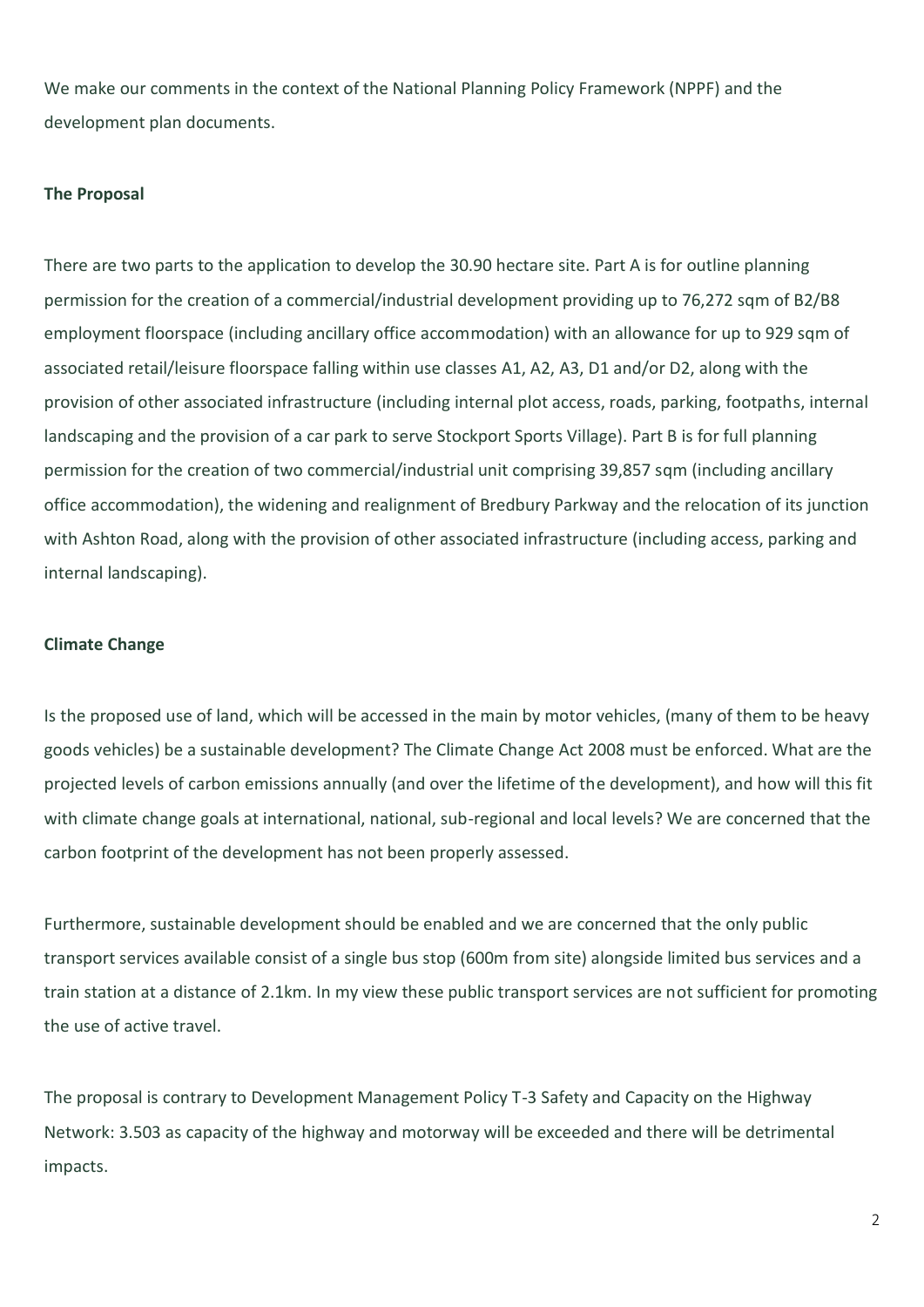We make our comments in the context of the National Planning Policy Framework (NPPF) and the development plan documents.

**The Proposal**

There are two parts to the application to develop the 30.90 hectare site. Part A is for outline planning permission for the creation of a commercial/industrial development providing up to 76,272 sqm of B2/B8 employment floorspace (including ancillary office accommodation) with an allowance for up to 929 sqm of associated retail/leisure floorspace falling within use classes A1, A2, A3, D1 and/or D2, along with the provision of other associated infrastructure (including internal plot access, roads, parking, footpaths, internal landscaping and the provision of a car park to serve Stockport Sports Village). Part B is for full planning permission for the creation of two commercial/industrial unit comprising 39,857 sqm (including ancillary office accommodation), the widening and realignment of Bredbury Parkway and the relocation of its junction with Ashton Road, along with the provision of other associated infrastructure (including access, parking and internal landscaping).

**Climate Change**

Is the proposed use of land, which will be accessed in the main by motor vehicles, (many of them to be heavy goods vehicles) be a sustainable development? The Climate Change Act 2008 must be enforced. What are the projected levels of carbon emissions annually (and over the lifetime of the development), and how will this fit with climate change goals at international, national, sub-regional and local levels? We are concerned that the carbon footprint of the development has not been properly assessed.

Furthermore, sustainable development should be enabled and we are concerned that the only public transport services available consist of a single bus stop (600m from site) alongside limited bus services and a train station at a distance of 2.1km. In my view these public transport services are not sufficient for promoting the use of active travel.

The proposal is contrary to Development Management Policy T-3 Safety and Capacity on the Highway Network: 3.503 as capacity of the highway and motorway will be exceeded and there will be detrimental impacts.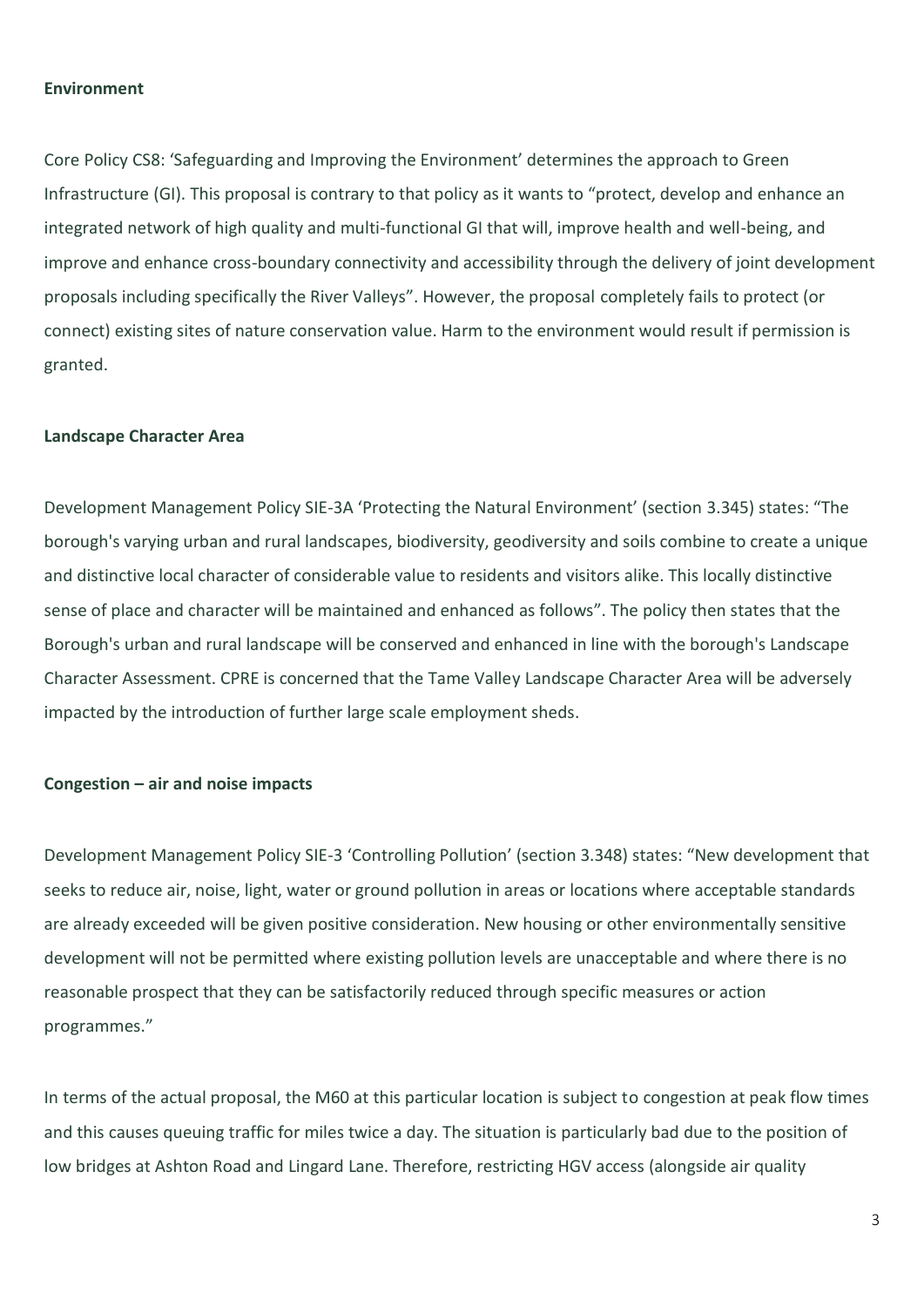**Environment**

Core Policy CS8: 'Safeguarding and Improving the Environment' determines the approach to Green Infrastructure (GI). This proposal is contrary to that policy as it wants to "protect, develop and enhance an integrated network of high quality and multi-functional GI that will, improve health and well-being, and improve and enhance cross-boundary connectivity and accessibility through the delivery of joint development proposals including specifically the River Valleys". However, the proposal completely fails to protect (or connect) existing sites of nature conservation value. Harm to the environment would result if permission is granted.

**Landscape Character Area**

Development Management Policy SIE-3A 'Protecting the Natural Environment' (section 3.345) states: "The borough's varying urban and rural landscapes, biodiversity, geodiversity and soils combine to create a unique and distinctive local character of considerable value to residents and visitors alike. This locally distinctive sense of place and character will be maintained and enhanced as follows". The policy then states that the Borough's urban and rural landscape will be conserved and enhanced in line with the borough's Landscape Character Assessment. CPRE is concerned that the Tame Valley Landscape Character Area will be adversely impacted by the introduction of further large scale employment sheds.

**Congestion – air and noise impacts**

Development Management Policy SIE-3 'Controlling Pollution' (section 3.348) states: "New development that seeks to reduce air, noise, light, water or ground pollution in areas or locations where acceptable standards are already exceeded will be given positive consideration. New housing or other environmentally sensitive development will not be permitted where existing pollution levels are unacceptable and where there is no reasonable prospect that they can be satisfactorily reduced through specific measures or action programmes."

In terms of the actual proposal, the M60 at this particular location is subject to congestion at peak flow times and this causes queuing traffic for miles twice a day. The situation is particularly bad due to the position of low bridges at Ashton Road and Lingard Lane. Therefore, restricting HGV access (alongside air quality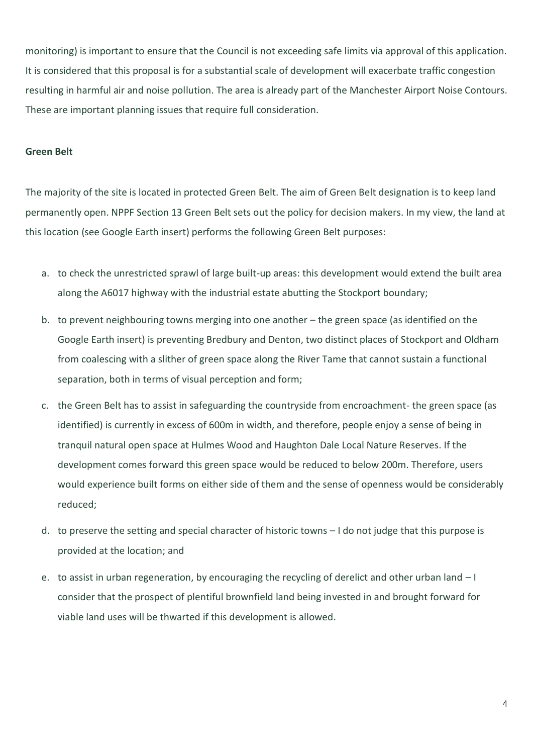monitoring) is important to ensure that the Council is not exceeding safe limits via approval of this application. It is considered that this proposal is for a substantial scale of development will exacerbate traffic congestion resulting in harmful air and noise pollution. The area is already part of the Manchester Airport Noise Contours. These are important planning issues that require full consideration.

**Green Belt**

The majority of the site is located in protected Green Belt. The aim of Green Belt designation is to keep land permanently open. NPPF Section 13 Green Belt sets out the policy for decision makers. In my view, the land at this location (see Google Earth insert) performs the following Green Belt purposes:

a. to check the unrestricted sprawl of large built-up areas: this development would extend the built area along the A6017 highway with the industrial estate abutting the Stockport boundary;

b. to prevent neighbouring towns merging into one another – the green space (as identified on the Google Earth insert) is preventing Bredbury and Denton, two distinct places of Stockport and Oldham from coalescing with a slither of green space along the River Tame that cannot sustain a functional separation, both in terms of visual perception and form;

c. the Green Belt has to assist in safeguarding the countryside from encroachment- the green space (as identified) is currently in excess of 600m in width, and therefore, people enjoy a sense of being in tranquil natural open space at Hulmes Wood and Haughton Dale Local Nature Reserves. If the development comes forward this green space would be reduced to below 200m. Therefore, users would experience built forms on either side of them and the sense of openness would be considerably reduced;

d. to preserve the setting and special character of historic towns – I do not judge that this purpose is provided at the location; and

e. to assist in urban regeneration, by encouraging the recycling of derelict and other urban land – I consider that the prospect of plentiful brownfield land being invested in and brought forward for viable land uses will be thwarted if this development is allowed.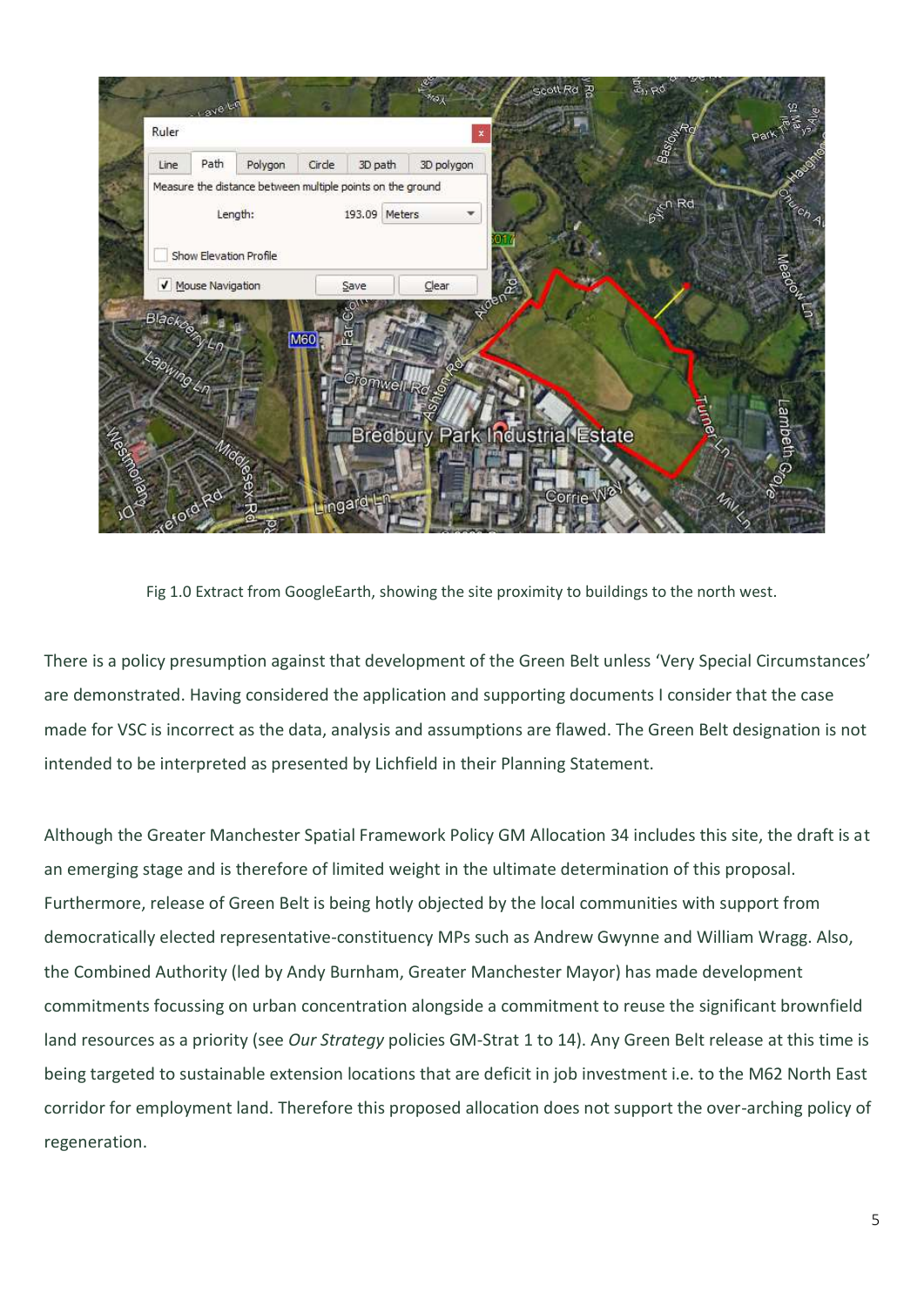Fig 1.0 Extract from GoogleEarth, showing the site proximity to buildings to the north west.

There is a policy presumption against that development of the Green Belt unless 'Very Special Circumstances' are demonstrated. Having considered the application and supporting documents I consider that the case made for VSC is incorrect as the data, analysis and assumptions are flawed. The Green Belt designation is not intended to be interpreted as presented by Lichfield in their Planning Statement.

Although the Greater Manchester Spatial Framework Policy GM Allocation 34 includes this site, the draft is at an emerging stage and is therefore of limited weight in the ultimate determination of this proposal. Furthermore, release of Green Belt is being hotly objected by the local communities with support from democratically elected representative-constituency MPs such as Andrew Gwynne and William Wragg. Also, the Combined Authority (led by Andy Burnham, Greater Manchester Mayor) has made development commitments focussing on urban concentration alongside a commitment to reuse the significant brownfield land resources as a priority (see *Our Strategy* policies GM-Strat 1 to 14). Any Green Belt release at this time is being targeted to sustainable extension locations that are deficit in job investment i.e. to the M62 North East corridor for employment land. Therefore this proposed allocation does not support the over-arching policy of regeneration.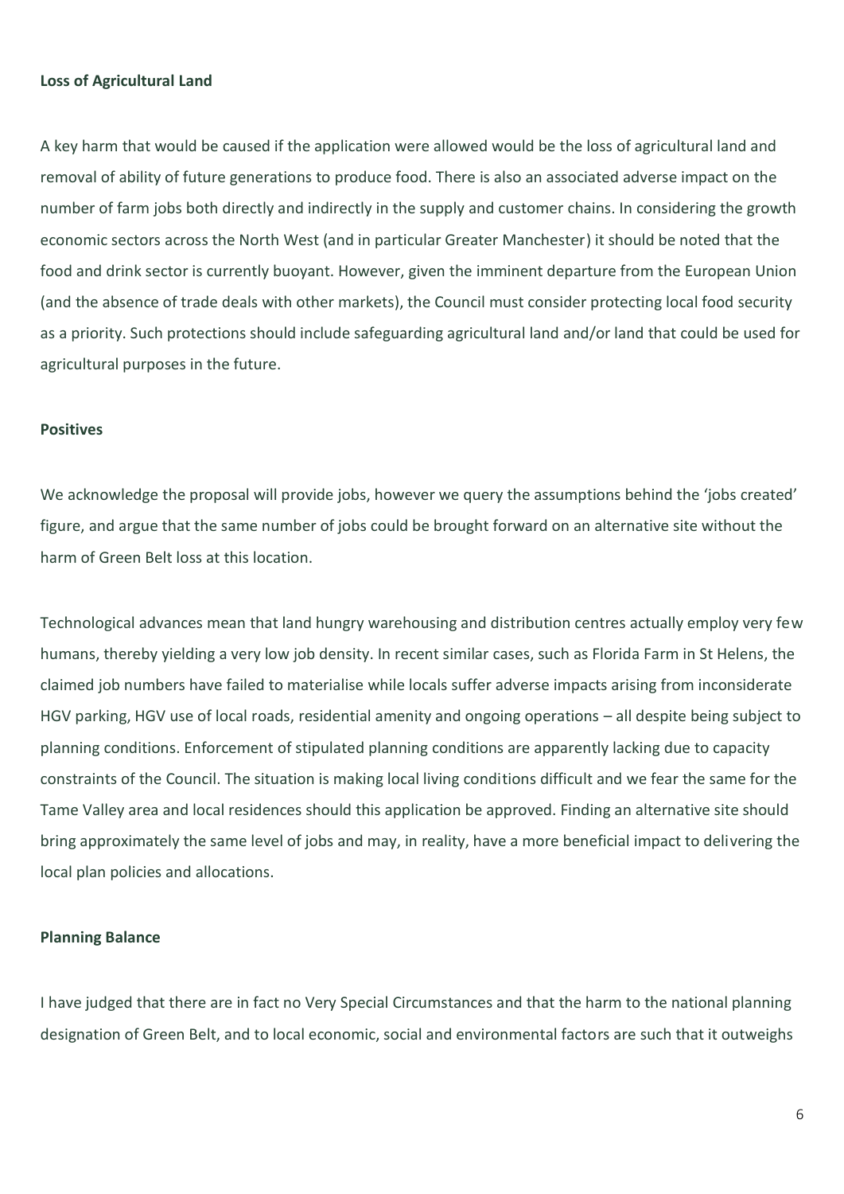**Loss of Agricultural Land**

A key harm that would be caused if the application were allowed would be the loss of agricultural land and removal of ability of future generations to produce food. There is also an associated adverse impact on the number of farm jobs both directly and indirectly in the supply and customer chains. In considering the growth economic sectors across the North West (and in particular Greater Manchester) it should be noted that the food and drink sector is currently buoyant. However, given the imminent departure from the European Union (and the absence of trade deals with other markets), the Council must consider protecting local food security as a priority. Such protections should include safeguarding agricultural land and/or land that could be used for agricultural purposes in the future.

**Positives**

We acknowledge the proposal will provide jobs, however we query the assumptions behind the 'jobs created' figure, and argue that the same number of jobs could be brought forward on an alternative site without the harm of Green Belt loss at this location.

Technological advances mean that land hungry warehousing and distribution centres actually employ very few humans, thereby yielding a very low job density. In recent similar cases, such as Florida Farm in St Helens, the claimed job numbers have failed to materialise while locals suffer adverse impacts arising from inconsiderate HGV parking, HGV use of local roads, residential amenity and ongoing operations – all despite being subject to planning conditions. Enforcement of stipulated planning conditions are apparently lacking due to capacity constraints of the Council. The situation is making local living conditions difficult and we fear the same for the Tame Valley area and local residences should this application be approved. Finding an alternative site should bring approximately the same level of jobs and may, in reality, have a more beneficial impact to delivering the local plan policies and allocations.

**Planning Balance**

I have judged that there are in fact no Very Special Circumstances and that the harm to the national planning designation of Green Belt, and to local economic, social and environmental factors are such that it outweighs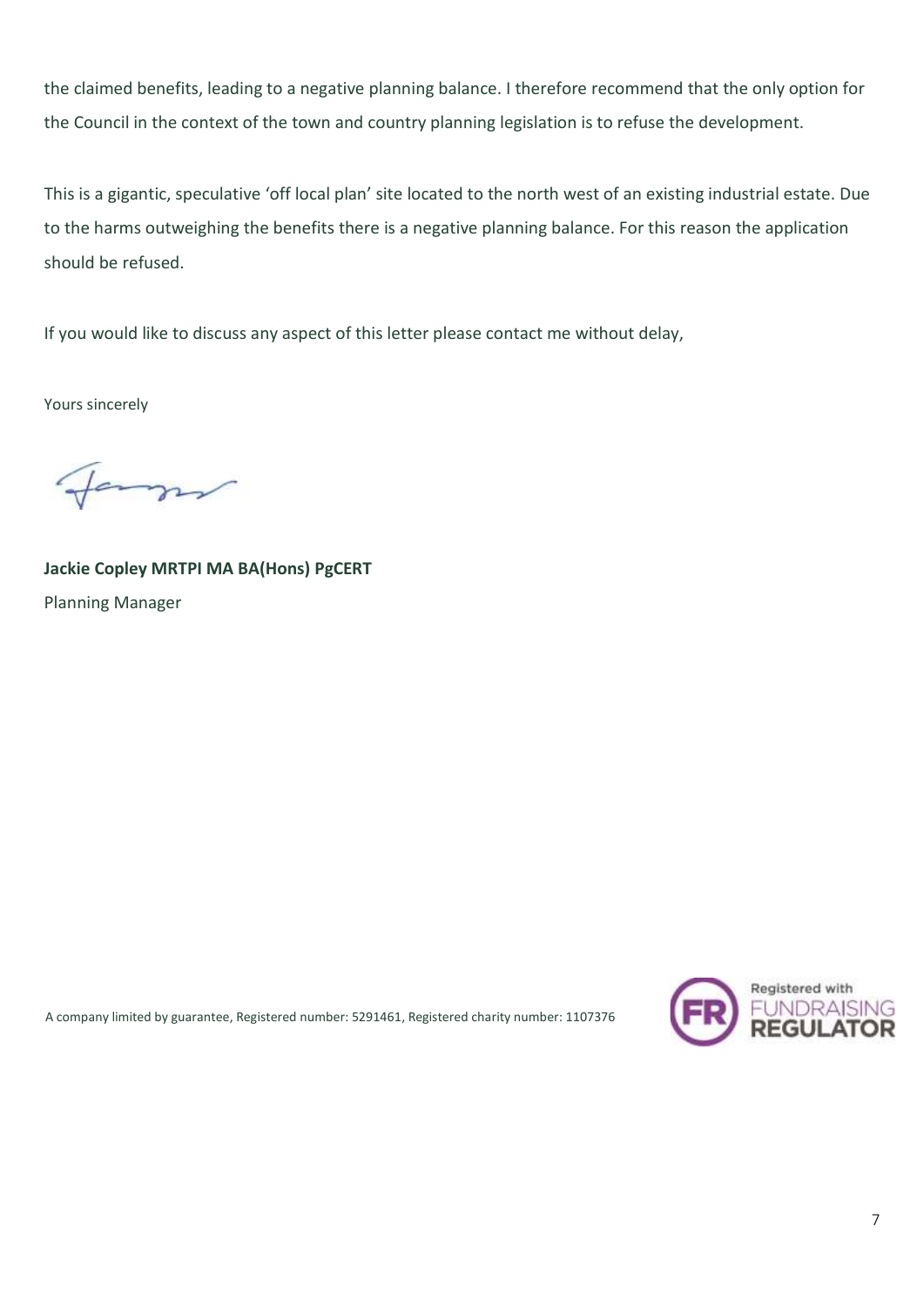the claimed benefits, leading to a negative planning balance. I therefore recommend that the only option for the Council in the context of the town and country planning legislation is to refuse the development.

This is a gigantic, speculative 'off local plan' site located to the north west of an existing industrial estate. Due to the harms outweighing the benefits there is a negative planning balance. For this reason the application should be refused.

If you would like to discuss any aspect of this letter please contact me without delay,

Yours sincerely

**Jackie Copley MRTPI MA BA(Hons) PgCERT**
Planning Manager

A company limited by guarantee, Registered number: 5291461, Registered charity number: 1107376

Registered with FUNDRAISING REGULATOR